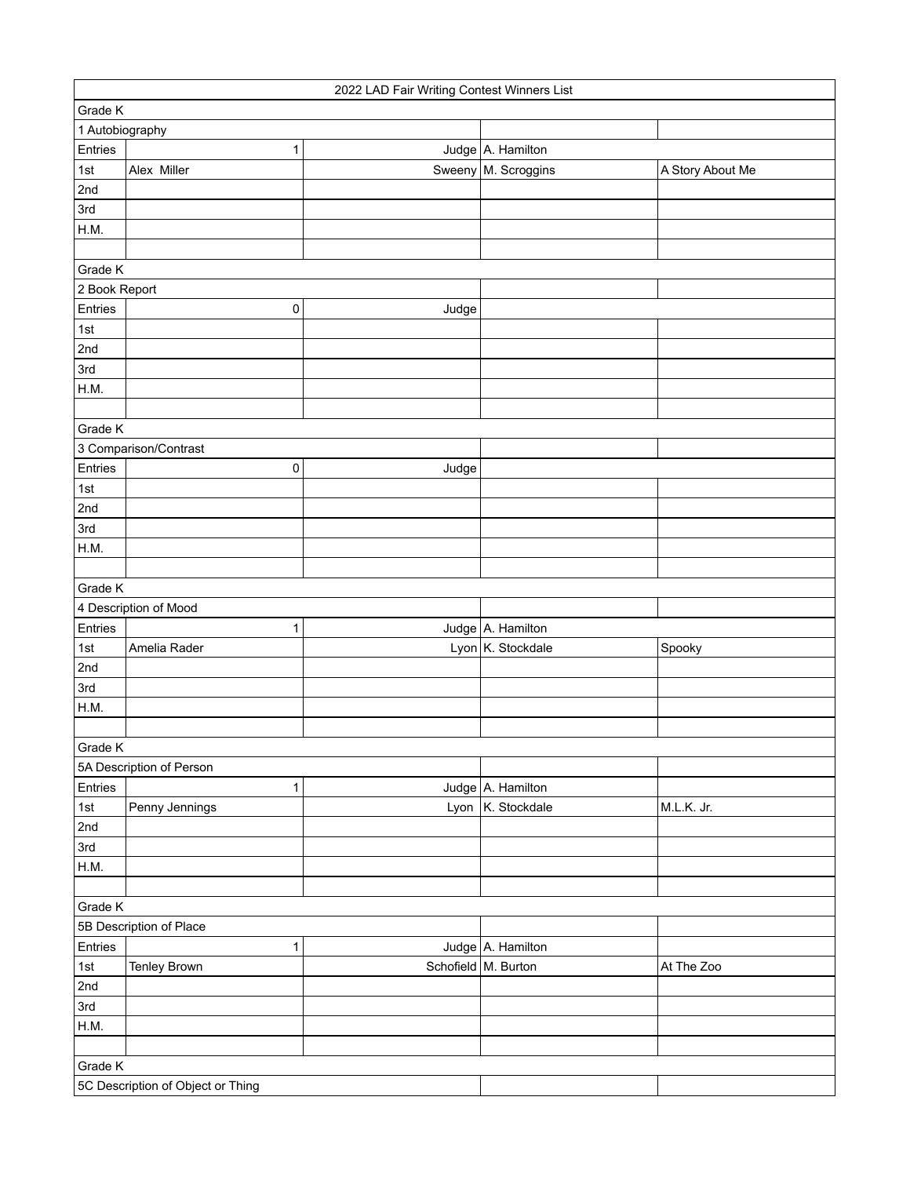| 2022 LAD Fair Writing Contest Winners List | | | | |
|---|---|---|---|---|
| Grade K | | | | |
| 1 Autobiography | | | | |
| Entries | 1 | Judge | A. Hamilton | |
| 1st | Alex Miller | Sweeny | M. Scroggins | A Story About Me |
| 2nd | | | | |
| 3rd | | | | |
| H.M. | | | | |
| | | | | |
| Grade K | | | | |
| 2 Book Report | | | | |
| Entries | 0 | Judge | | |
| 1st | | | | |
| 2nd | | | | |
| 3rd | | | | |
| H.M. | | | | |
| | | | | |
| Grade K | | | | |
| 3 Comparison/Contrast | | | | |
| Entries | 0 | Judge | | |
| 1st | | | | |
| 2nd | | | | |
| 3rd | | | | |
| H.M. | | | | |
| | | | | |
| Grade K | | | | |
| 4 Description of Mood | | | | |
| Entries | 1 | Judge | A. Hamilton | |
| 1st | Amelia Rader | Lyon | K. Stockdale | Spooky |
| 2nd | | | | |
| 3rd | | | | |
| H.M. | | | | |
| | | | | |
| Grade K | | | | |
| 5A Description of Person | | | | |
| Entries | 1 | Judge | A. Hamilton | |
| 1st | Penny Jennings | Lyon | K. Stockdale | M.L.K. Jr. |
| 2nd | | | | |
| 3rd | | | | |
| H.M. | | | | |
| | | | | |
| Grade K | | | | |
| 5B Description of Place | | | | |
| Entries | 1 | Judge | A. Hamilton | |
| 1st | Tenley Brown | Schofield | M. Burton | At The Zoo |
| 2nd | | | | |
| 3rd | | | | |
| H.M. | | | | |
| | | | | |
| Grade K | | | | |
| 5C Description of Object or Thing | | | | |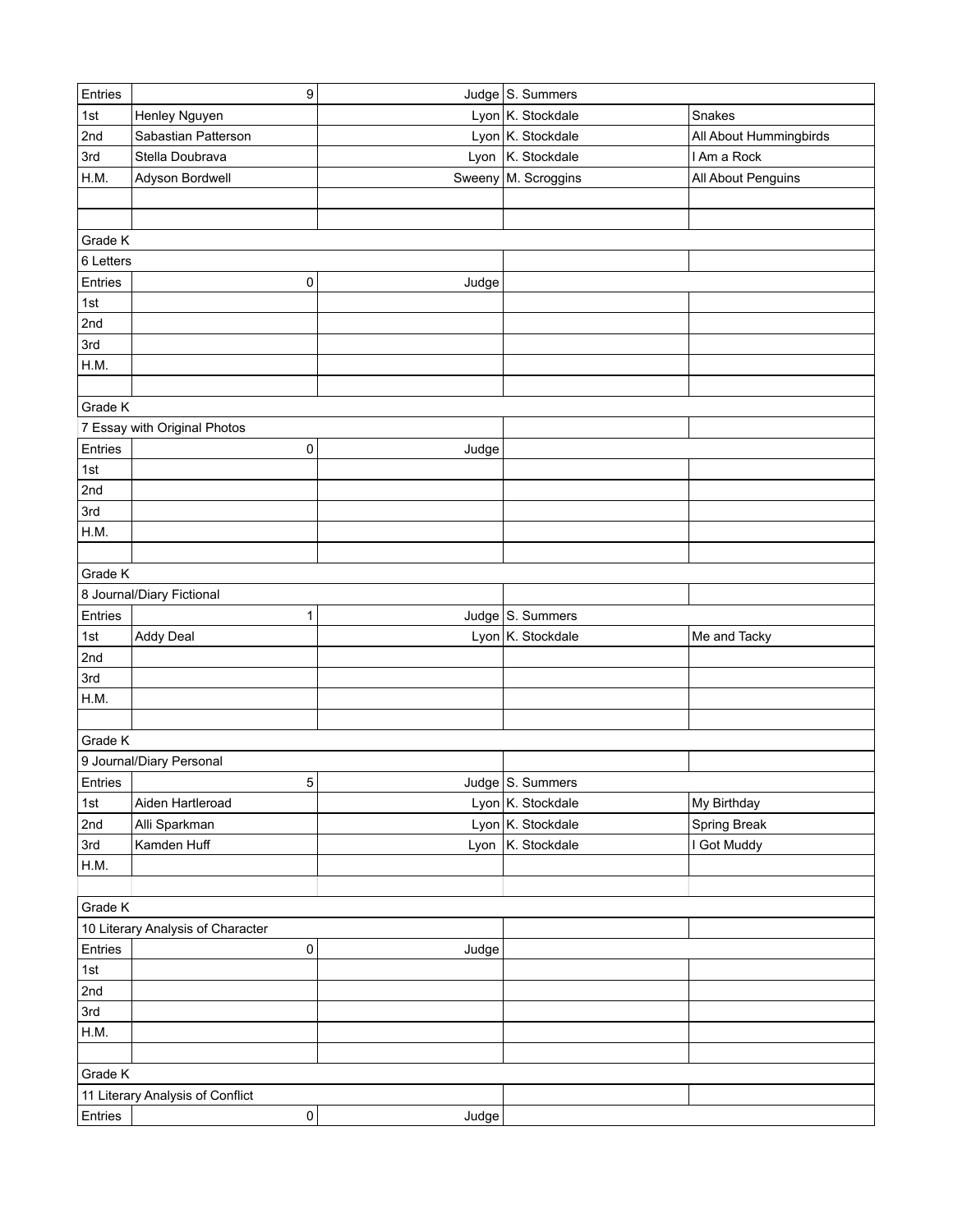| Entries | 9 | Judge | S. Summers | |
|---|---|---|---|---|
| 1st | Henley Nguyen | Lyon | K. Stockdale | Snakes |
| 2nd | Sebastian Patterson | Lyon | K. Stockdale | All About Hummingbirds |
| 3rd | Stella Doubrava | Lyon | K. Stockdale | I Am a Rock |
| H.M. | Adyson Bordwell | Sweeny | M. Scroggins | All About Penguins |
| | | | | |
| | | | | |
| Grade K | | | | |
| 6 Letters | | | | |
| Entries | 0 | Judge | | |
| 1st | | | | |
| 2nd | | | | |
| 3rd | | | | |
| H.M. | | | | |
| | | | | |
| Grade K | | | | |
| 7 Essay with Original Photos | | | | |
| Entries | 0 | Judge | | |
| 1st | | | | |
| 2nd | | | | |
| 3rd | | | | |
| H.M. | | | | |
| | | | | |
| Grade K | | | | |
| 8 Journal/Diary Fictional | | | | |
| Entries | 1 | Judge | S. Summers | |
| 1st | Addy Deal | Lyon | K. Stockdale | Me and Tacky |
| 2nd | | | | |
| 3rd | | | | |
| H.M. | | | | |
| | | | | |
| Grade K | | | | |
| 9 Journal/Diary Personal | | | | |
| Entries | 5 | Judge | S. Summers | |
| 1st | Aiden Hartleroad | Lyon | K. Stockdale | My Birthday |
| 2nd | Alli Sparkman | Lyon | K. Stockdale | Spring Break |
| 3rd | Kamden Huff | Lyon | K. Stockdale | I Got Muddy |
| H.M. | | | | |
| | | | | |
| Grade K | | | | |
| 10 Literary Analysis of Character | | | | |
| Entries | 0 | Judge | | |
| 1st | | | | |
| 2nd | | | | |
| 3rd | | | | |
| H.M. | | | | |
| | | | | |
| Grade K | | | | |
| 11 Literary Analysis of Conflict | | | | |
| Entries | 0 | Judge | | |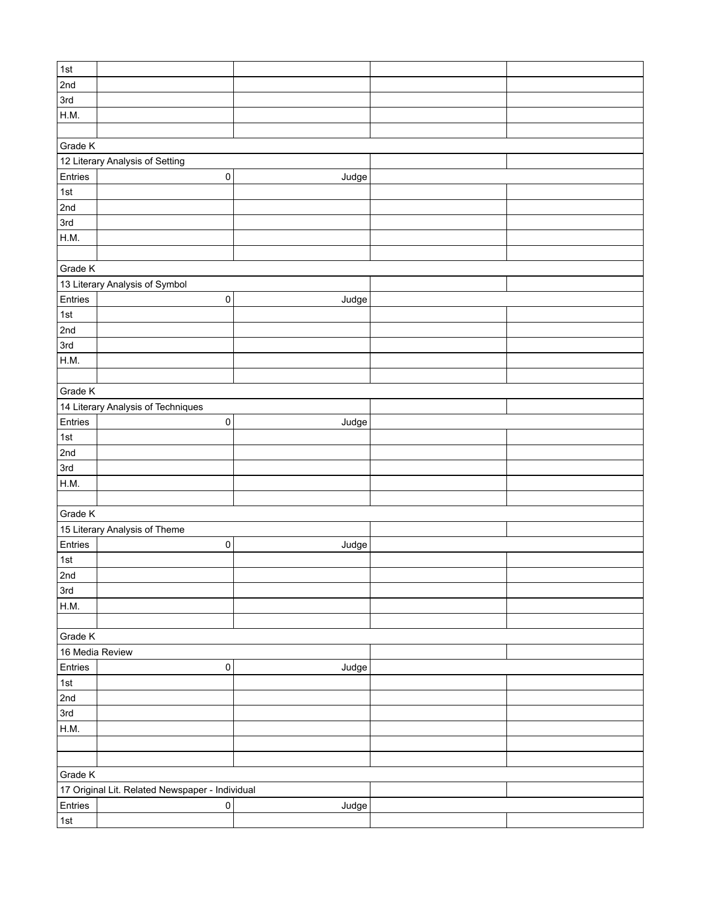| | | | | |
|---|---|---|---|---|
| 1st | | | | |
| 2nd | | | | |
| 3rd | | | | |
| H.M. | | | | |
| | | | | |
| Grade K | | | | |
| 12 Literary Analysis of Setting | | | | |
| Entries | 0 | Judge | | |
| 1st | | | | |
| 2nd | | | | |
| 3rd | | | | |
| H.M. | | | | |
| | | | | |
| Grade K | | | | |
| 13 Literary Analysis of Symbol | | | | |
| Entries | 0 | Judge | | |
| 1st | | | | |
| 2nd | | | | |
| 3rd | | | | |
| H.M. | | | | |
| | | | | |
| Grade K | | | | |
| 14 Literary Analysis of Techniques | | | | |
| Entries | 0 | Judge | | |
| 1st | | | | |
| 2nd | | | | |
| 3rd | | | | |
| H.M. | | | | |
| | | | | |
| Grade K | | | | |
| 15 Literary Analysis of Theme | | | | |
| Entries | 0 | Judge | | |
| 1st | | | | |
| 2nd | | | | |
| 3rd | | | | |
| H.M. | | | | |
| | | | | |
| Grade K | | | | |
| 16 Media Review | | | | |
| Entries | 0 | Judge | | |
| 1st | | | | |
| 2nd | | | | |
| 3rd | | | | |
| H.M. | | | | |
| | | | | |
| | | | | |
| Grade K | | | | |
| 17 Original Lit. Related Newspaper - Individual | | | | |
| Entries | 0 | Judge | | |
| 1st | | | | |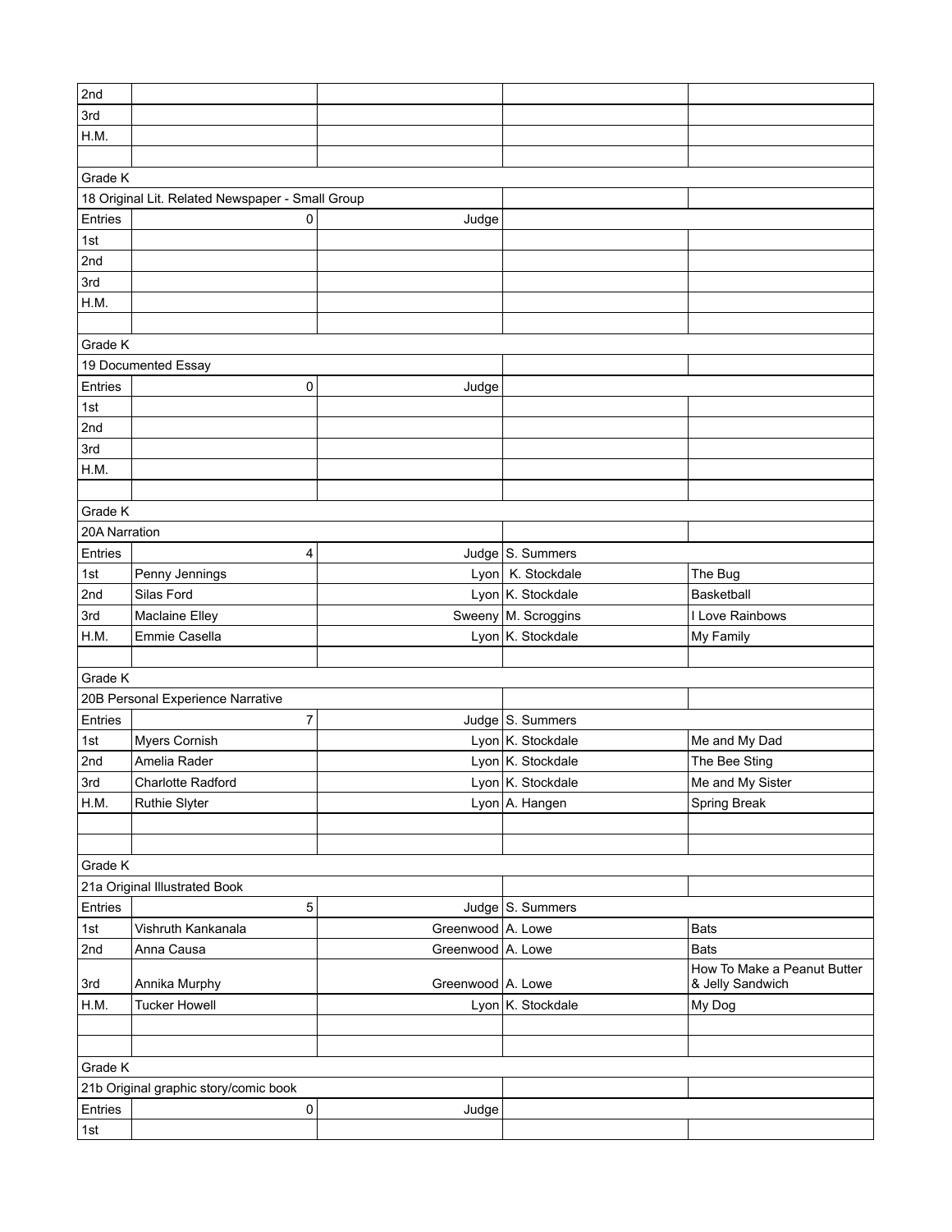| | | | | |
|---|---|---|---|---|
| 2nd | | | | |
| 3rd | | | | |
| H.M. | | | | |
| | | | | |
| Grade K | | | | |
| 18 Original Lit. Related Newspaper - Small Group | | | | |
| Entries | 0 | Judge | | |
| 1st | | | | |
| 2nd | | | | |
| 3rd | | | | |
| H.M. | | | | |
| | | | | |
| Grade K | | | | |
| 19 Documented Essay | | | | |
| Entries | 0 | Judge | | |
| 1st | | | | |
| 2nd | | | | |
| 3rd | | | | |
| H.M. | | | | |
| | | | | |
| Grade K | | | | |
| 20A Narration | | | | |
| Entries | 4 | Judge | S. Summers | |
| 1st | Penny Jennings | Lyon | K. Stockdale | The Bug |
| 2nd | Silas Ford | Lyon | K. Stockdale | Basketball |
| 3rd | Maclaine Elley | Sweeny | M. Scroggins | I Love Rainbows |
| H.M. | Emmie Casella | Lyon | K. Stockdale | My Family |
| | | | | |
| Grade K | | | | |
| 20B Personal Experience Narrative | | | | |
| Entries | 7 | Judge | S. Summers | |
| 1st | Myers Cornish | Lyon | K. Stockdale | Me and My Dad |
| 2nd | Amelia Rader | Lyon | K. Stockdale | The Bee Sting |
| 3rd | Charlotte Radford | Lyon | K. Stockdale | Me and My Sister |
| H.M. | Ruthie Slyter | Lyon | A. Hangen | Spring Break |
| | | | | |
| | | | | |
| Grade K | | | | |
| 21a Original Illustrated Book | | | | |
| Entries | 5 | Judge | S. Summers | |
| 1st | Vishruth Kankanala | Greenwood | A. Lowe | Bats |
| 2nd | Anna Causa | Greenwood | A. Lowe | Bats |
| 3rd | Annika Murphy | Greenwood | A. Lowe | How To Make a Peanut Butter & Jelly Sandwich |
| H.M. | Tucker Howell | Lyon | K. Stockdale | My Dog |
| | | | | |
| | | | | |
| Grade K | | | | |
| 21b Original graphic story/comic book | | | | |
| Entries | 0 | Judge | | |
| 1st | | | | |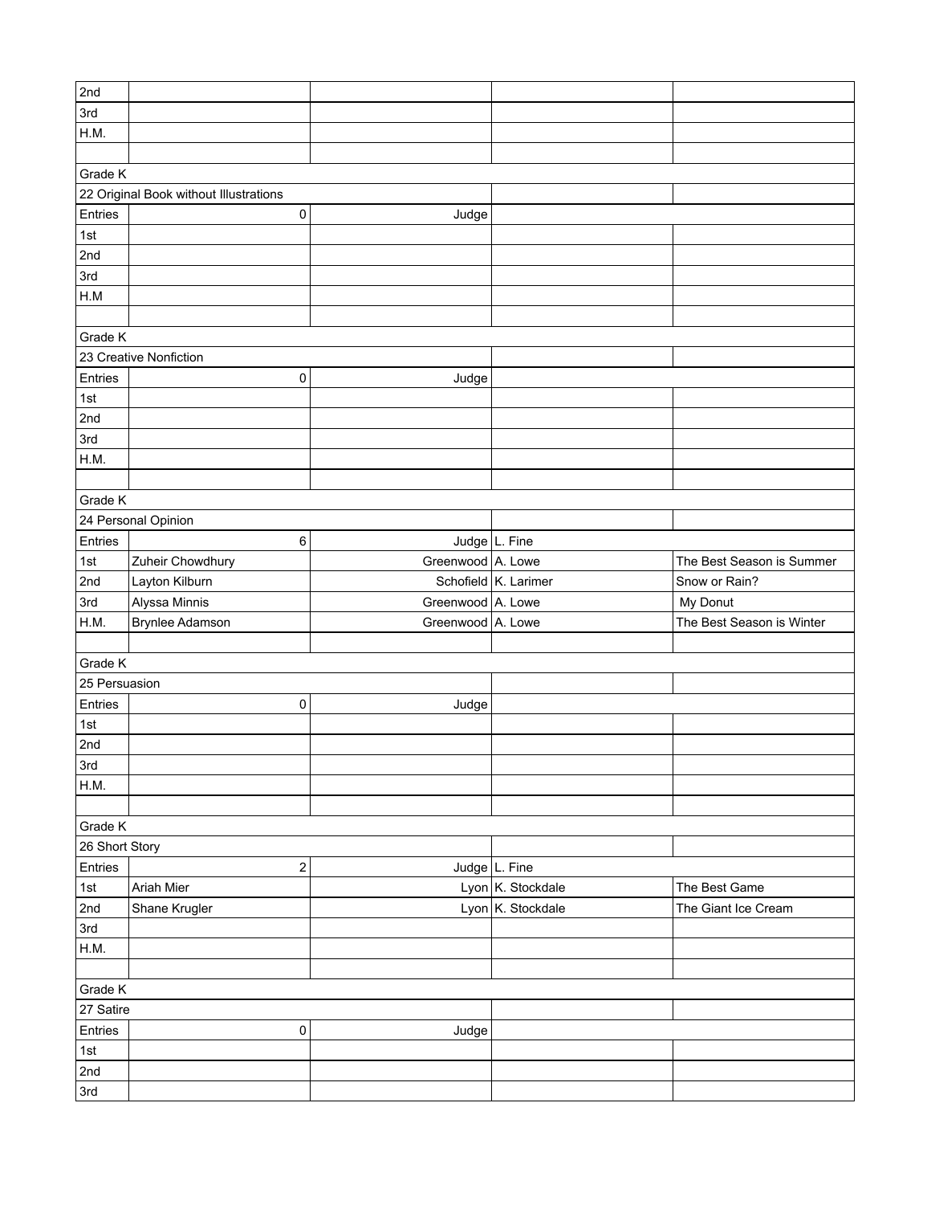| | | | | |
|---|---|---|---|---|
| 2nd | | | | |
| 3rd | | | | |
| H.M. | | | | |
| | | | | |
| Grade K | | | | |
| 22 Original Book without Illustrations | | | | |
| Entries | 0 | Judge | | |
| 1st | | | | |
| 2nd | | | | |
| 3rd | | | | |
| H.M | | | | |
| | | | | |
| Grade K | | | | |
| 23 Creative Nonfiction | | | | |
| Entries | 0 | Judge | | |
| 1st | | | | |
| 2nd | | | | |
| 3rd | | | | |
| H.M. | | | | |
| | | | | |
| Grade K | | | | |
| 24 Personal Opinion | | | | |
| Entries | 6 | Judge | L. Fine | |
| 1st | Zuheir Chowdhury | Greenwood | A. Lowe | The Best Season is Summer |
| 2nd | Layton Kilburn | Schofield | K. Larimer | Snow or Rain? |
| 3rd | Alyssa Minnis | Greenwood | A. Lowe | My Donut |
| H.M. | Brynlee Adamson | Greenwood | A. Lowe | The Best Season is Winter |
| | | | | |
| Grade K | | | | |
| 25 Persuasion | | | | |
| Entries | 0 | Judge | | |
| 1st | | | | |
| 2nd | | | | |
| 3rd | | | | |
| H.M. | | | | |
| | | | | |
| Grade K | | | | |
| 26 Short Story | | | | |
| Entries | 2 | Judge | L. Fine | |
| 1st | Ariah Mier | Lyon | K. Stockdale | The Best Game |
| 2nd | Shane Krugler | Lyon | K. Stockdale | The Giant Ice Cream |
| 3rd | | | | |
| H.M. | | | | |
| | | | | |
| Grade K | | | | |
| 27 Satire | | | | |
| Entries | 0 | Judge | | |
| 1st | | | | |
| 2nd | | | | |
| 3rd | | | | |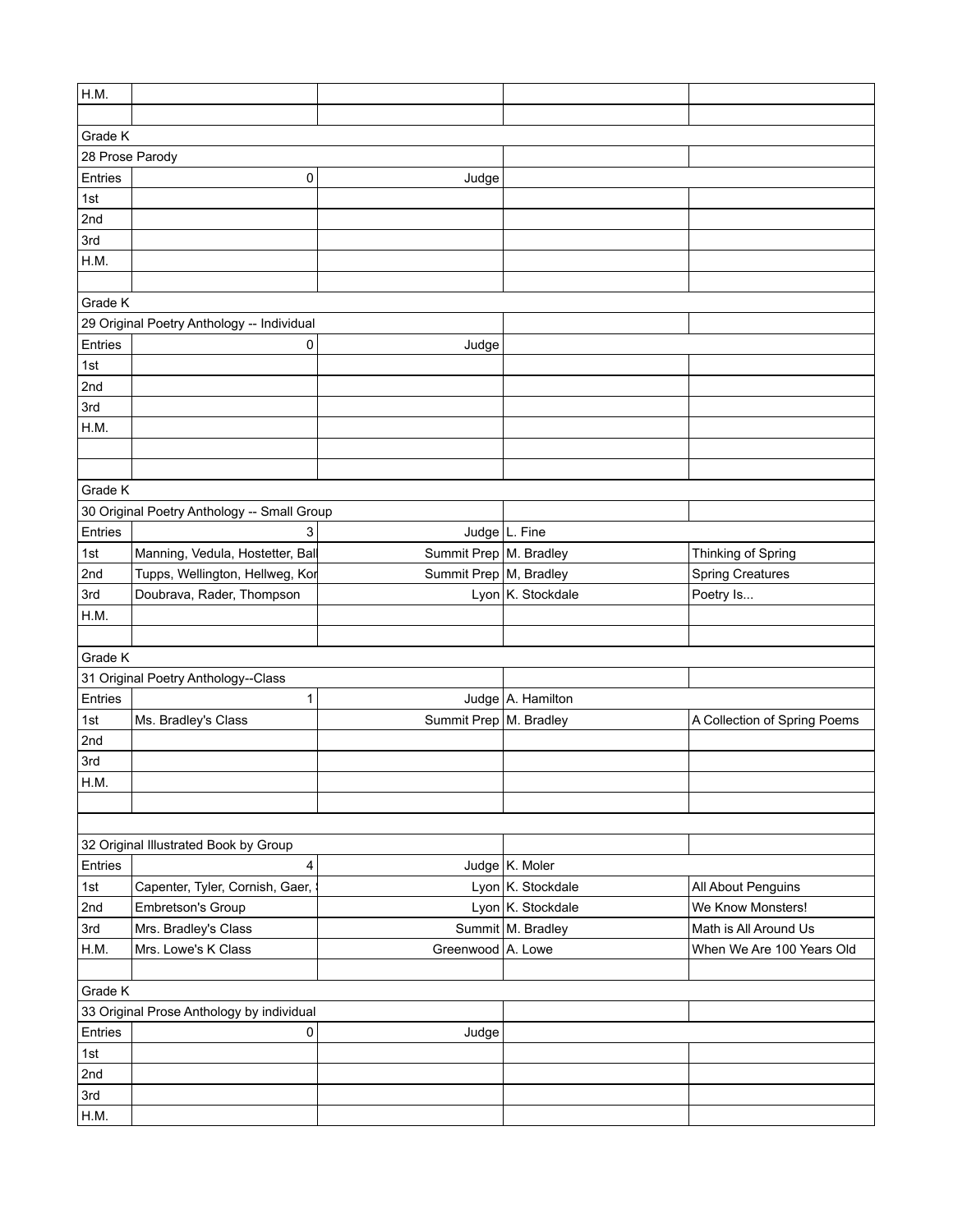| H.M. | | | | |
|---|---|---|---|---|
| | | | | |
| Grade K | | | | |
| 28 Prose Parody | | | | |
| Entries | 0 | Judge | | |
| 1st | | | | |
| 2nd | | | | |
| 3rd | | | | |
| H.M. | | | | |
| | | | | |
| Grade K | | | | |
| 29 Original Poetry Anthology -- Individual | | | | |
| Entries | 0 | Judge | | |
| 1st | | | | |
| 2nd | | | | |
| 3rd | | | | |
| H.M. | | | | |
| | | | | |
| | | | | |
| Grade K | | | | |
| 30 Original Poetry Anthology -- Small Group | | | | |
| Entries | 3 | Judge | L. Fine | |
| 1st | Manning, Vedula, Hostetter, Bal | Summit Prep | M. Bradley | Thinking of Spring |
| 2nd | Tupps, Wellington, Hellweg, Kor | Summit Prep | M, Bradley | Spring Creatures |
| 3rd | Doubrava, Rader, Thompson | Lyon | K. Stockdale | Poetry Is... |
| H.M. | | | | |
| | | | | |
| Grade K | | | | |
| 31 Original Poetry Anthology--Class | | | | |
| Entries | 1 | Judge | A. Hamilton | |
| 1st | Ms. Bradley's Class | Summit Prep | M. Bradley | A Collection of Spring Poems |
| 2nd | | | | |
| 3rd | | | | |
| H.M. | | | | |
| | | | | |
| | | | | |
| 32 Original Illustrated Book by Group | | | | |
| Entries | 4 | Judge | K. Moler | |
| 1st | Capenter, Tyler, Cornish, Gaer, | Lyon | K. Stockdale | All About Penguins |
| 2nd | Embretson's Group | Lyon | K. Stockdale | We Know Monsters! |
| 3rd | Mrs. Bradley's Class | Summit | M. Bradley | Math is All Around Us |
| H.M. | Mrs. Lowe's K Class | Greenwood | A. Lowe | When We Are 100 Years Old |
| | | | | |
| Grade K | | | | |
| 33 Original Prose Anthology by individual | | | | |
| Entries | 0 | Judge | | |
| 1st | | | | |
| 2nd | | | | |
| 3rd | | | | |
| H.M. | | | | |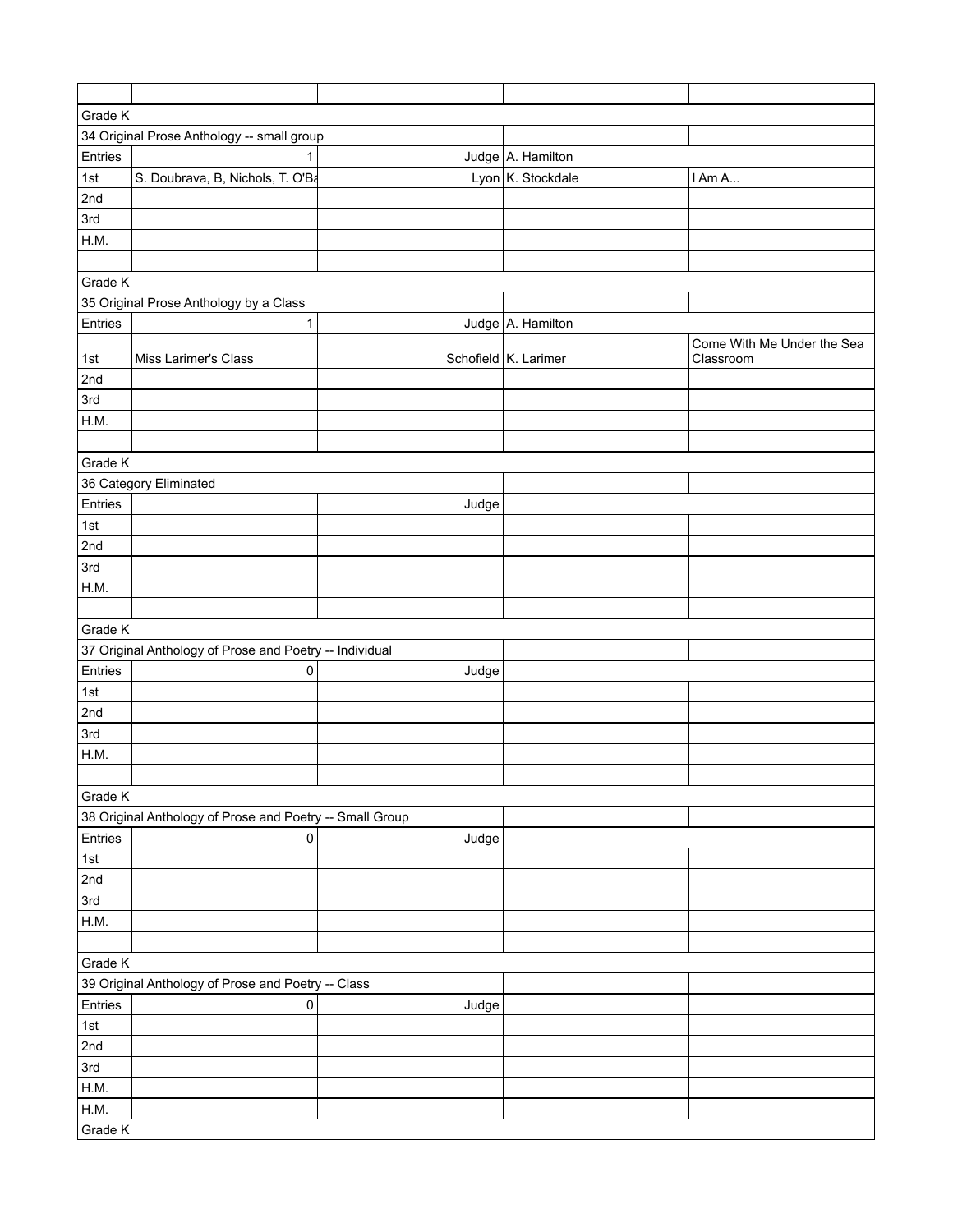| | | | | |
|---|---|---|---|---|
| Grade K | | | | |
| 34 Original Prose Anthology -- small group | | | | |
| Entries | 1 | Judge | A. Hamilton | |
| 1st | S. Doubrava, B, Nichols, T. O'Ba | Lyon | K. Stockdale | I Am A... |
| 2nd | | | | |
| 3rd | | | | |
| H.M. | | | | |
| | | | | |
| Grade K | | | | |
| 35 Original Prose Anthology by a Class | | | | |
| Entries | 1 | Judge | A. Hamilton | |
| 1st | Miss Larimer's Class | Schofield | K. Larimer | Come With Me Under the Sea Classroom |
| 2nd | | | | |
| 3rd | | | | |
| H.M. | | | | |
| | | | | |
| Grade K | | | | |
| 36 Category Eliminated | | | | |
| Entries | | Judge | | |
| 1st | | | | |
| 2nd | | | | |
| 3rd | | | | |
| H.M. | | | | |
| | | | | |
| Grade K | | | | |
| 37 Original Anthology of Prose and Poetry -- Individual | | | | |
| Entries | 0 | Judge | | |
| 1st | | | | |
| 2nd | | | | |
| 3rd | | | | |
| H.M. | | | | |
| | | | | |
| Grade K | | | | |
| 38 Original Anthology of Prose and Poetry -- Small Group | | | | |
| Entries | 0 | Judge | | |
| 1st | | | | |
| 2nd | | | | |
| 3rd | | | | |
| H.M. | | | | |
| | | | | |
| Grade K | | | | |
| 39 Original Anthology of Prose and Poetry -- Class | | | | |
| Entries | 0 | Judge | | |
| 1st | | | | |
| 2nd | | | | |
| 3rd | | | | |
| H.M. | | | | |
| H.M. | | | | |
| Grade K | | | | |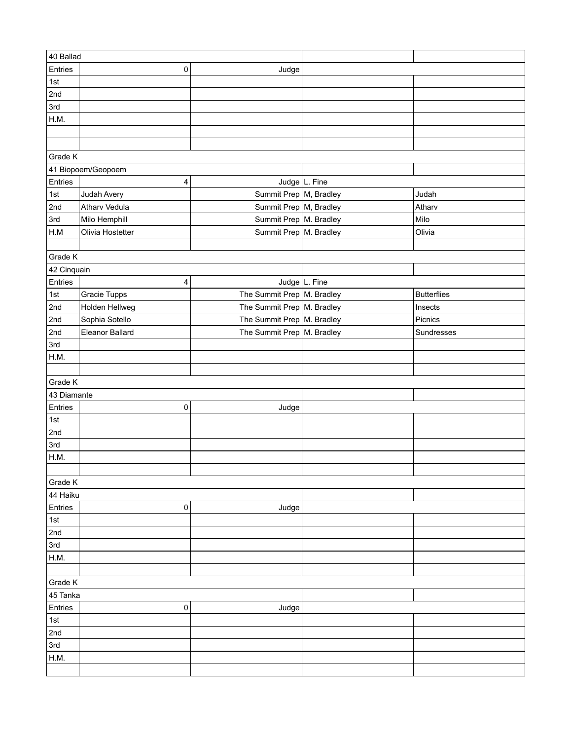| 40 Ballad | | | | |
| --- | --- | --- | --- | --- |
| Entries | 0 | Judge | | |
| 1st | | | | |
| 2nd | | | | |
| 3rd | | | | |
| H.M. | | | | |
| | | | | |
| | | | | |
| Grade K | | | | |
| 41 Biopoem/Geopoem | | | | |
| Entries | 4 | Judge | L. Fine | |
| 1st | Judah Avery | Summit Prep | M, Bradley | Judah |
| 2nd | Atharv Vedula | Summit Prep | M, Bradley | Atharv |
| 3rd | Milo Hemphill | Summit Prep | M. Bradley | Milo |
| H.M | Olivia Hostetter | Summit Prep | M. Bradley | Olivia |
| | | | | |
| Grade K | | | | |
| 42 Cinquain | | | | |
| Entries | 4 | Judge | L. Fine | |
| 1st | Gracie Tupps | The Summit Prep | M. Bradley | Butterflies |
| 2nd | Holden Hellweg | The Summit Prep | M. Bradley | Insects |
| 2nd | Sophia Sotello | The Summit Prep | M. Bradley | Picnics |
| 2nd | Eleanor Ballard | The Summit Prep | M. Bradley | Sundresses |
| 3rd | | | | |
| H.M. | | | | |
| | | | | |
| Grade K | | | | |
| 43 Diamante | | | | |
| Entries | 0 | Judge | | |
| 1st | | | | |
| 2nd | | | | |
| 3rd | | | | |
| H.M. | | | | |
| | | | | |
| Grade K | | | | |
| 44 Haiku | | | | |
| Entries | 0 | Judge | | |
| 1st | | | | |
| 2nd | | | | |
| 3rd | | | | |
| H.M. | | | | |
| | | | | |
| Grade K | | | | |
| 45 Tanka | | | | |
| Entries | 0 | Judge | | |
| 1st | | | | |
| 2nd | | | | |
| 3rd | | | | |
| H.M. | | | | |
| | | | | |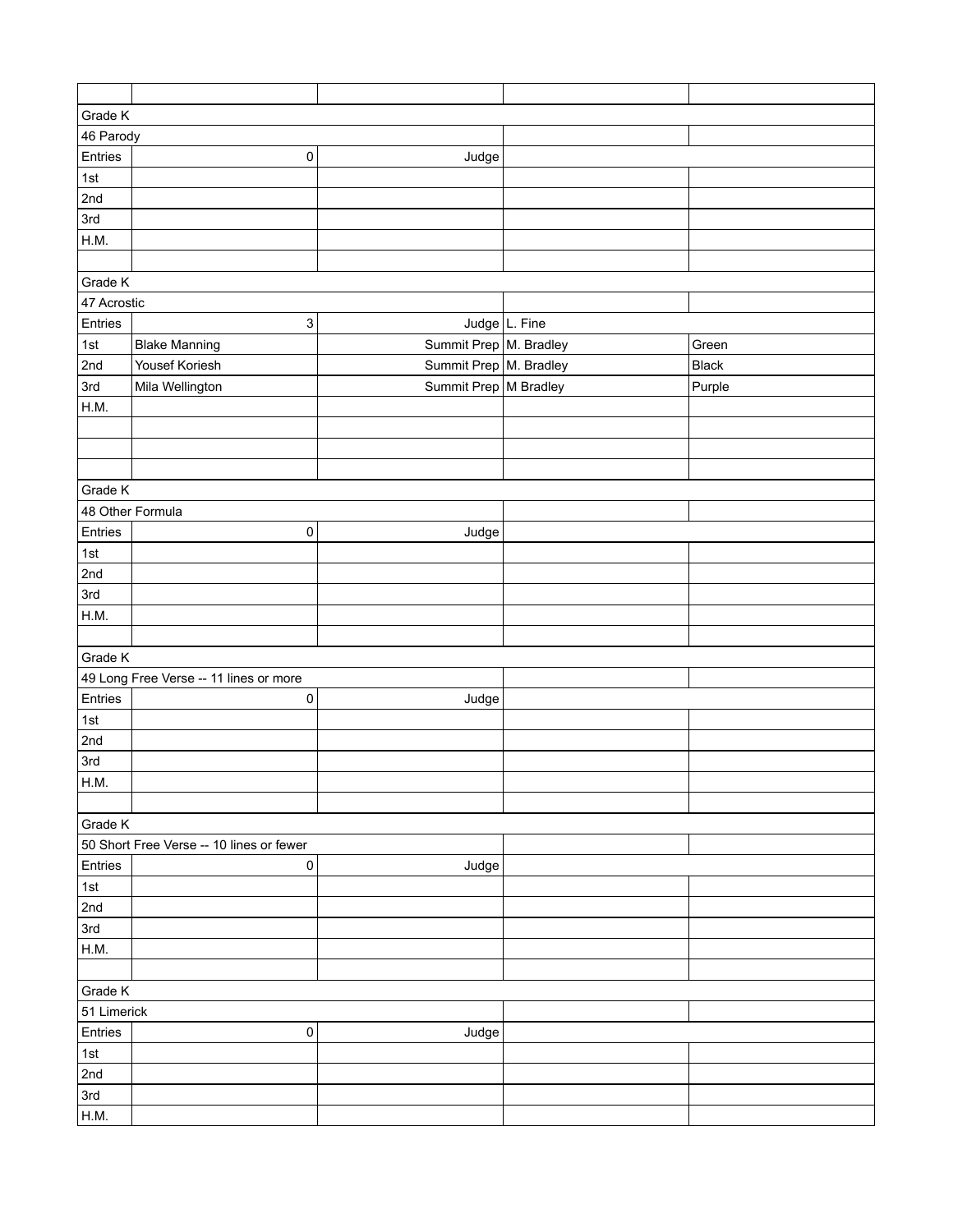| | | | | |
|---|---|---|---|---|
| Grade K | | | | |
| 46 Parody | | | | |
| Entries | 0 | Judge | | |
| 1st | | | | |
| 2nd | | | | |
| 3rd | | | | |
| H.M. | | | | |
| | | | | |
| Grade K | | | | |
| 47 Acrostic | | | | |
| Entries | 3 | Judge | L. Fine | |
| 1st | Blake Manning | Summit Prep | M. Bradley | Green |
| 2nd | Yousef Koriesh | Summit Prep | M. Bradley | Black |
| 3rd | Mila Wellington | Summit Prep | M Bradley | Purple |
| H.M. | | | | |
| | | | | |
| | | | | |
| | | | | |
| Grade K | | | | |
| 48 Other Formula | | | | |
| Entries | 0 | Judge | | |
| 1st | | | | |
| 2nd | | | | |
| 3rd | | | | |
| H.M. | | | | |
| | | | | |
| Grade K | | | | |
| 49 Long Free Verse -- 11 lines or more | | | | |
| Entries | 0 | Judge | | |
| 1st | | | | |
| 2nd | | | | |
| 3rd | | | | |
| H.M. | | | | |
| | | | | |
| Grade K | | | | |
| 50 Short Free Verse -- 10 lines or fewer | | | | |
| Entries | 0 | Judge | | |
| 1st | | | | |
| 2nd | | | | |
| 3rd | | | | |
| H.M. | | | | |
| | | | | |
| Grade K | | | | |
| 51 Limerick | | | | |
| Entries | 0 | Judge | | |
| 1st | | | | |
| 2nd | | | | |
| 3rd | | | | |
| H.M. | | | | |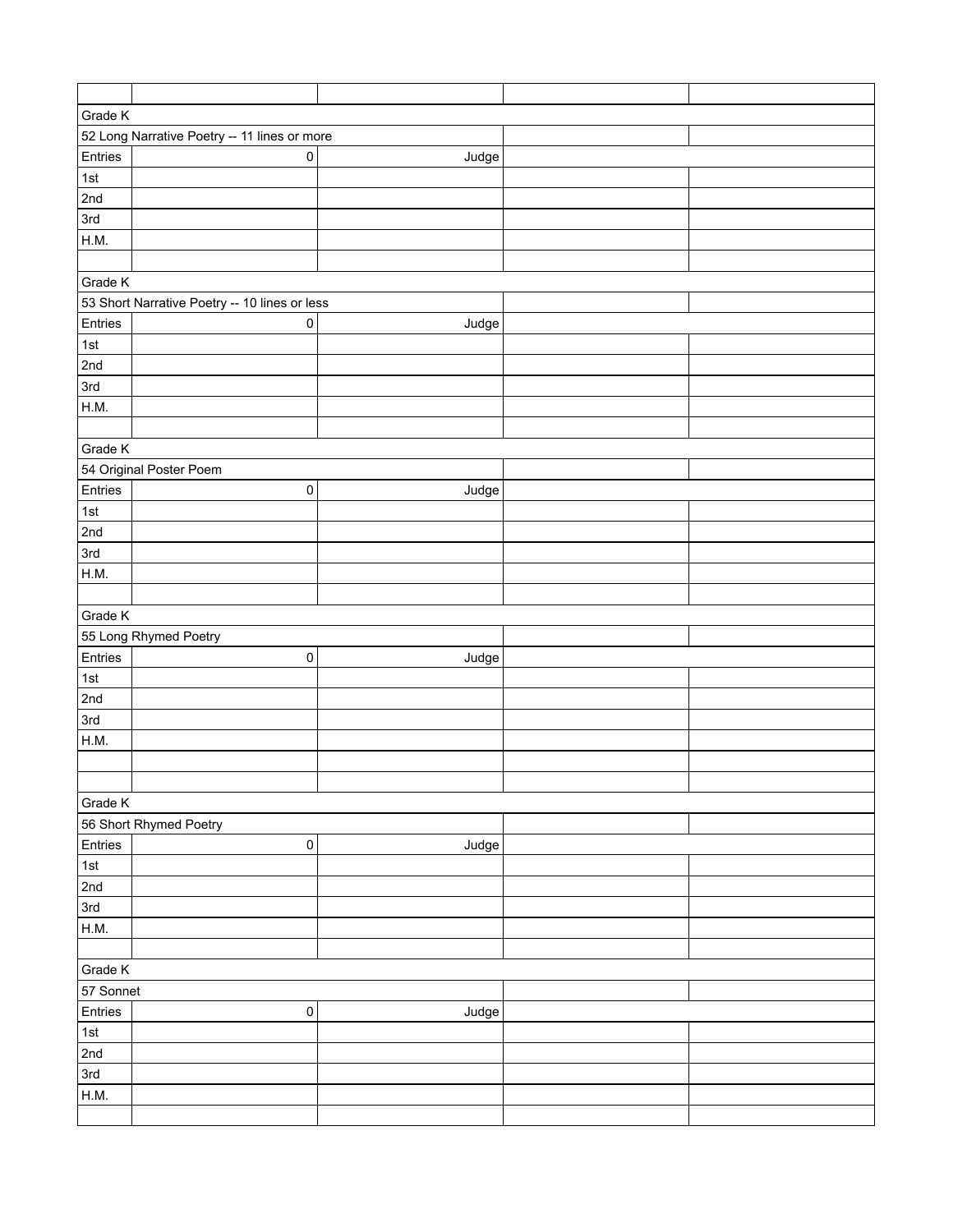| | | | | |
|---|---|---|---|---|
| Grade K | | | | |
| 52 Long Narrative Poetry -- 11 lines or more | | | | |
| Entries | 0 | Judge | | |
| 1st | | | | |
| 2nd | | | | |
| 3rd | | | | |
| H.M. | | | | |
| | | | | |
| Grade K | | | | |
| 53 Short Narrative Poetry -- 10 lines or less | | | | |
| Entries | 0 | Judge | | |
| 1st | | | | |
| 2nd | | | | |
| 3rd | | | | |
| H.M. | | | | |
| | | | | |
| Grade K | | | | |
| 54 Original Poster Poem | | | | |
| Entries | 0 | Judge | | |
| 1st | | | | |
| 2nd | | | | |
| 3rd | | | | |
| H.M. | | | | |
| | | | | |
| Grade K | | | | |
| 55 Long Rhymed Poetry | | | | |
| Entries | 0 | Judge | | |
| 1st | | | | |
| 2nd | | | | |
| 3rd | | | | |
| H.M. | | | | |
| | | | | |
| | | | | |
| Grade K | | | | |
| 56 Short Rhymed Poetry | | | | |
| Entries | 0 | Judge | | |
| 1st | | | | |
| 2nd | | | | |
| 3rd | | | | |
| H.M. | | | | |
| | | | | |
| Grade K | | | | |
| 57 Sonnet | | | | |
| Entries | 0 | Judge | | |
| 1st | | | | |
| 2nd | | | | |
| 3rd | | | | |
| H.M. | | | | |
| | | | | |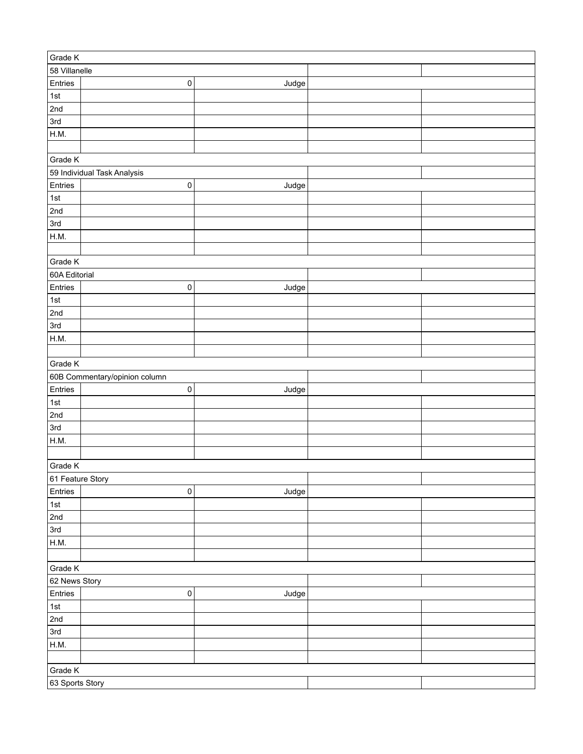| Grade K | | | | |
|---|---|---|---|---|
| 58 Villanelle | | | | |
| Entries | 0 | Judge | | |
| 1st | | | | |
| 2nd | | | | |
| 3rd | | | | |
| H.M. | | | | |
| | | | | |
| Grade K | | | | |
| 59 Individual Task Analysis | | | | |
| Entries | 0 | Judge | | |
| 1st | | | | |
| 2nd | | | | |
| 3rd | | | | |
| H.M. | | | | |
| | | | | |
| Grade K | | | | |
| 60A Editorial | | | | |
| Entries | 0 | Judge | | |
| 1st | | | | |
| 2nd | | | | |
| 3rd | | | | |
| H.M. | | | | |
| | | | | |
| Grade K | | | | |
| 60B Commentary/opinion column | | | | |
| Entries | 0 | Judge | | |
| 1st | | | | |
| 2nd | | | | |
| 3rd | | | | |
| H.M. | | | | |
| | | | | |
| Grade K | | | | |
| 61 Feature Story | | | | |
| Entries | 0 | Judge | | |
| 1st | | | | |
| 2nd | | | | |
| 3rd | | | | |
| H.M. | | | | |
| | | | | |
| Grade K | | | | |
| 62 News Story | | | | |
| Entries | 0 | Judge | | |
| 1st | | | | |
| 2nd | | | | |
| 3rd | | | | |
| H.M. | | | | |
| | | | | |
| Grade K | | | | |
| 63 Sports Story | | | | |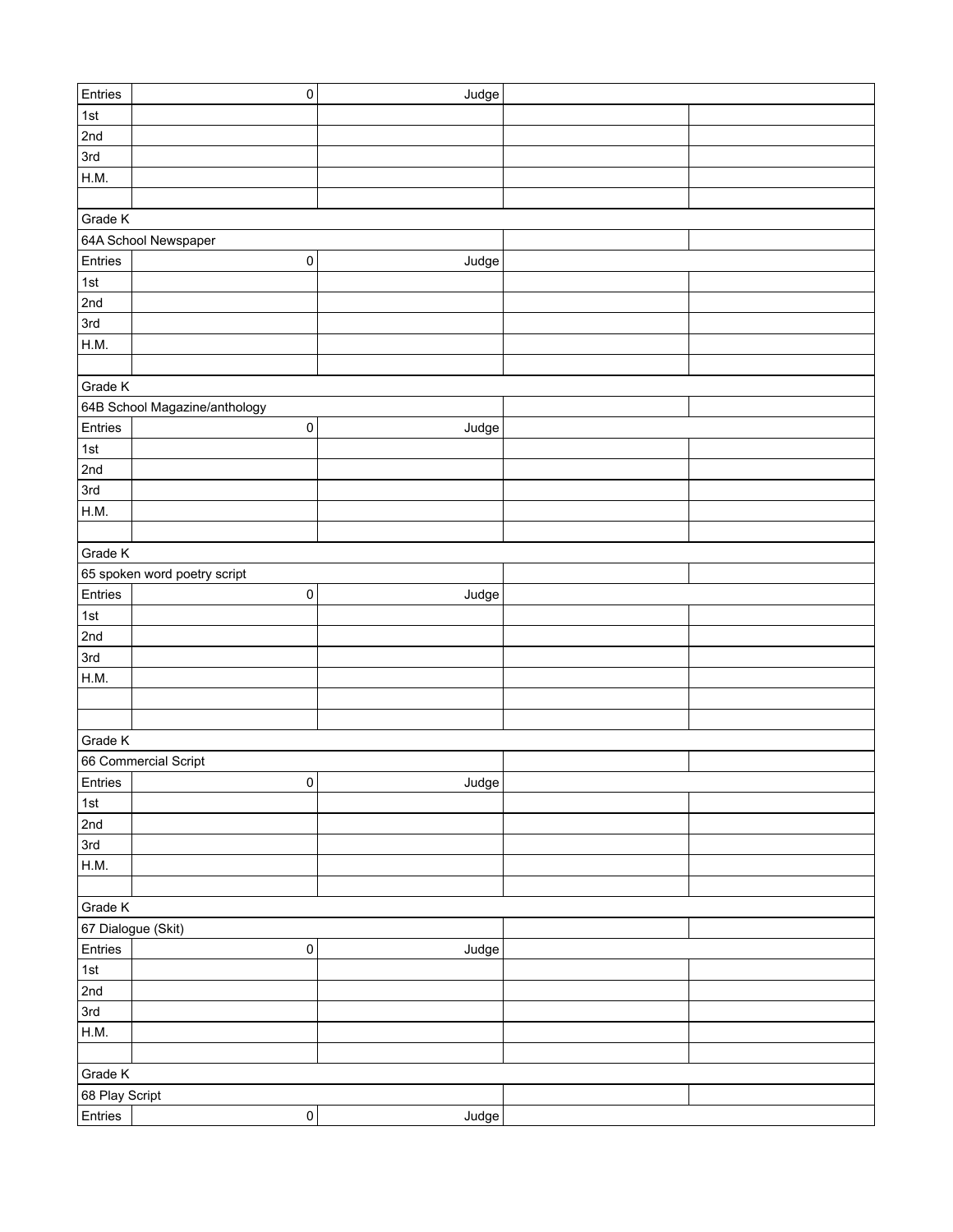| | | | | |
|---|---|---|---|---|
| Entries | 0 | Judge | | |
| 1st | | | | |
| 2nd | | | | |
| 3rd | | | | |
| H.M. | | | | |
| | | | | |
| Grade K | | | | |
| 64A School Newspaper | | | | |
| Entries | 0 | Judge | | |
| 1st | | | | |
| 2nd | | | | |
| 3rd | | | | |
| H.M. | | | | |
| | | | | |
| Grade K | | | | |
| 64B School Magazine/anthology | | | | |
| Entries | 0 | Judge | | |
| 1st | | | | |
| 2nd | | | | |
| 3rd | | | | |
| H.M. | | | | |
| | | | | |
| Grade K | | | | |
| 65 spoken word poetry script | | | | |
| Entries | 0 | Judge | | |
| 1st | | | | |
| 2nd | | | | |
| 3rd | | | | |
| H.M. | | | | |
| | | | | |
| | | | | |
| Grade K | | | | |
| 66 Commercial Script | | | | |
| Entries | 0 | Judge | | |
| 1st | | | | |
| 2nd | | | | |
| 3rd | | | | |
| H.M. | | | | |
| | | | | |
| Grade K | | | | |
| 67 Dialogue (Skit) | | | | |
| Entries | 0 | Judge | | |
| 1st | | | | |
| 2nd | | | | |
| 3rd | | | | |
| H.M. | | | | |
| | | | | |
| Grade K | | | | |
| 68 Play Script | | | | |
| Entries | 0 | Judge | | |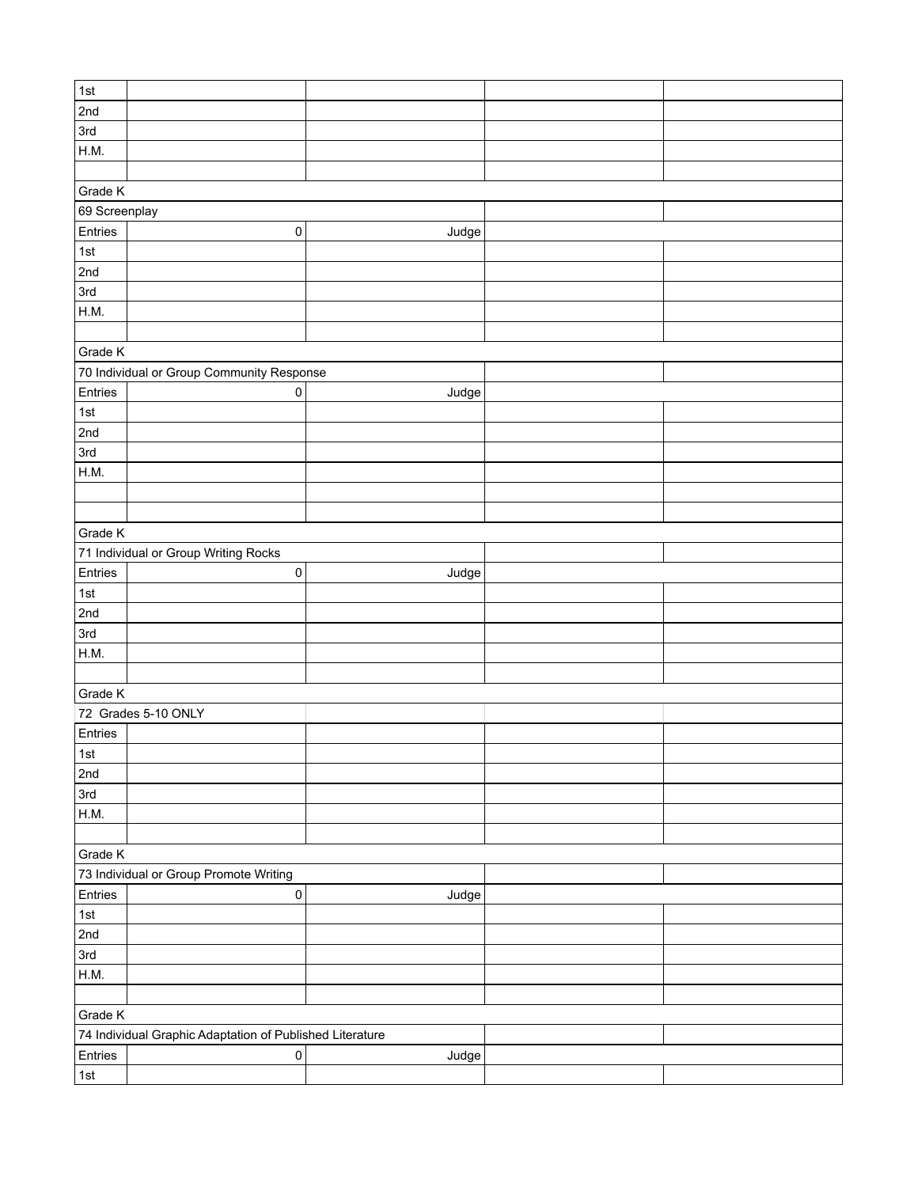| | | | | |
|---|---|---|---|---|
| 1st | | | | |
| 2nd | | | | |
| 3rd | | | | |
| H.M. | | | | |
| | | | | |
| Grade K | | | | |
| 69 Screenplay | | | | |
| Entries | 0 | Judge | | |
| 1st | | | | |
| 2nd | | | | |
| 3rd | | | | |
| H.M. | | | | |
| | | | | |
| Grade K | | | | |
| 70 Individual or Group Community Response | | | | |
| Entries | 0 | Judge | | |
| 1st | | | | |
| 2nd | | | | |
| 3rd | | | | |
| H.M. | | | | |
| | | | | |
| | | | | |
| Grade K | | | | |
| 71 Individual or Group Writing Rocks | | | | |
| Entries | 0 | Judge | | |
| 1st | | | | |
| 2nd | | | | |
| 3rd | | | | |
| H.M. | | | | |
| | | | | |
| Grade K | | | | |
| 72 Grades 5-10 ONLY | | | | |
| Entries | | | | |
| 1st | | | | |
| 2nd | | | | |
| 3rd | | | | |
| H.M. | | | | |
| | | | | |
| Grade K | | | | |
| 73 Individual or Group Promote Writing | | | | |
| Entries | 0 | Judge | | |
| 1st | | | | |
| 2nd | | | | |
| 3rd | | | | |
| H.M. | | | | |
| | | | | |
| Grade K | | | | |
| 74 Individual Graphic Adaptation of Published Literature | | | | |
| Entries | 0 | Judge | | |
| 1st | | | | |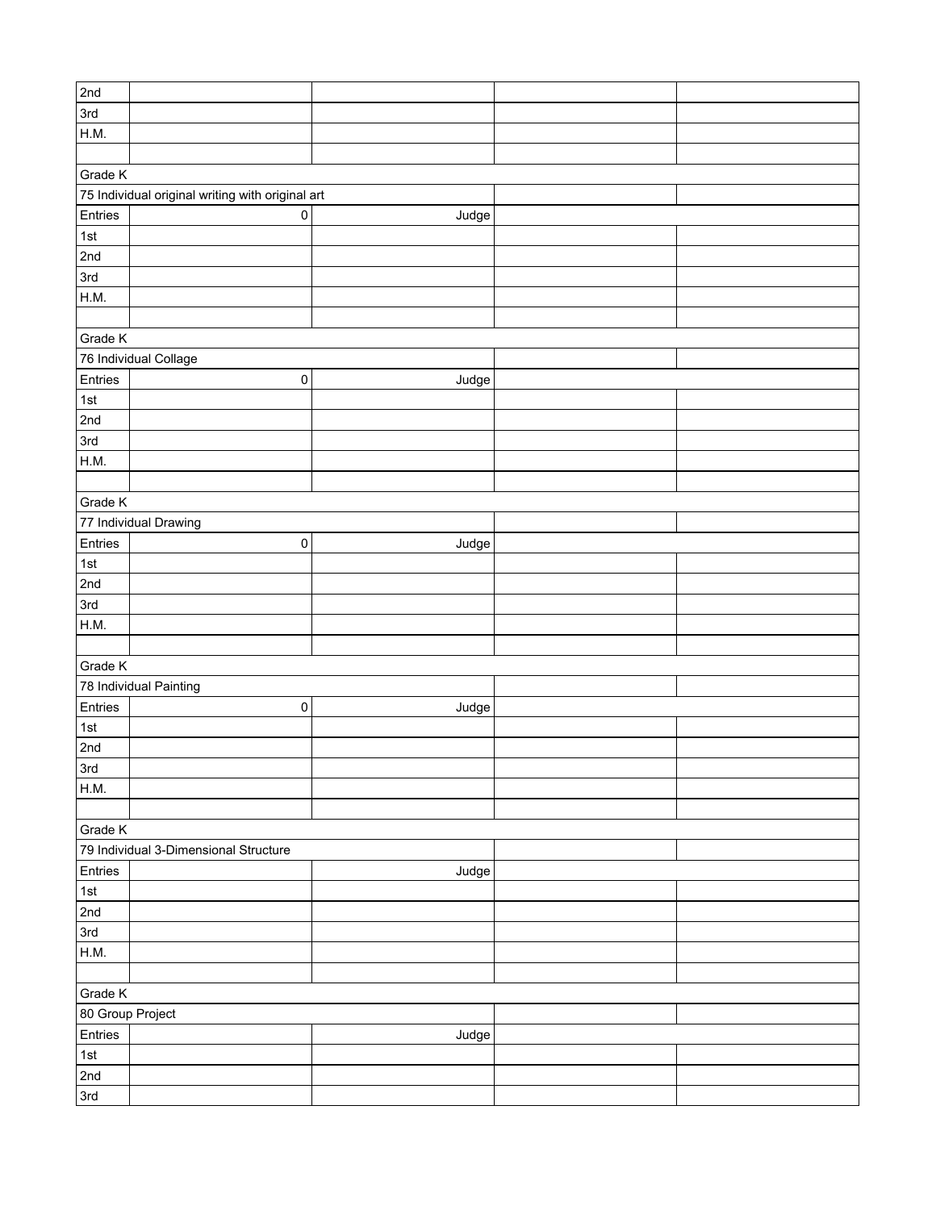| | | | | |
|---|---|---|---|---|
| 2nd | | | | |
| 3rd | | | | |
| H.M. | | | | |
| | | | | |
| Grade K | | | | |
| 75 Individual original writing with original art | | | | |
| Entries | 0 | Judge | | |
| 1st | | | | |
| 2nd | | | | |
| 3rd | | | | |
| H.M. | | | | |
| | | | | |
| Grade K | | | | |
| 76 Individual Collage | | | | |
| Entries | 0 | Judge | | |
| 1st | | | | |
| 2nd | | | | |
| 3rd | | | | |
| H.M. | | | | |
| | | | | |
| Grade K | | | | |
| 77 Individual Drawing | | | | |
| Entries | 0 | Judge | | |
| 1st | | | | |
| 2nd | | | | |
| 3rd | | | | |
| H.M. | | | | |
| | | | | |
| Grade K | | | | |
| 78 Individual Painting | | | | |
| Entries | 0 | Judge | | |
| 1st | | | | |
| 2nd | | | | |
| 3rd | | | | |
| H.M. | | | | |
| | | | | |
| Grade K | | | | |
| 79 Individual 3-Dimensional Structure | | | | |
| Entries | | Judge | | |
| 1st | | | | |
| 2nd | | | | |
| 3rd | | | | |
| H.M. | | | | |
| | | | | |
| Grade K | | | | |
| 80 Group Project | | | | |
| Entries | | Judge | | |
| 1st | | | | |
| 2nd | | | | |
| 3rd | | | | |